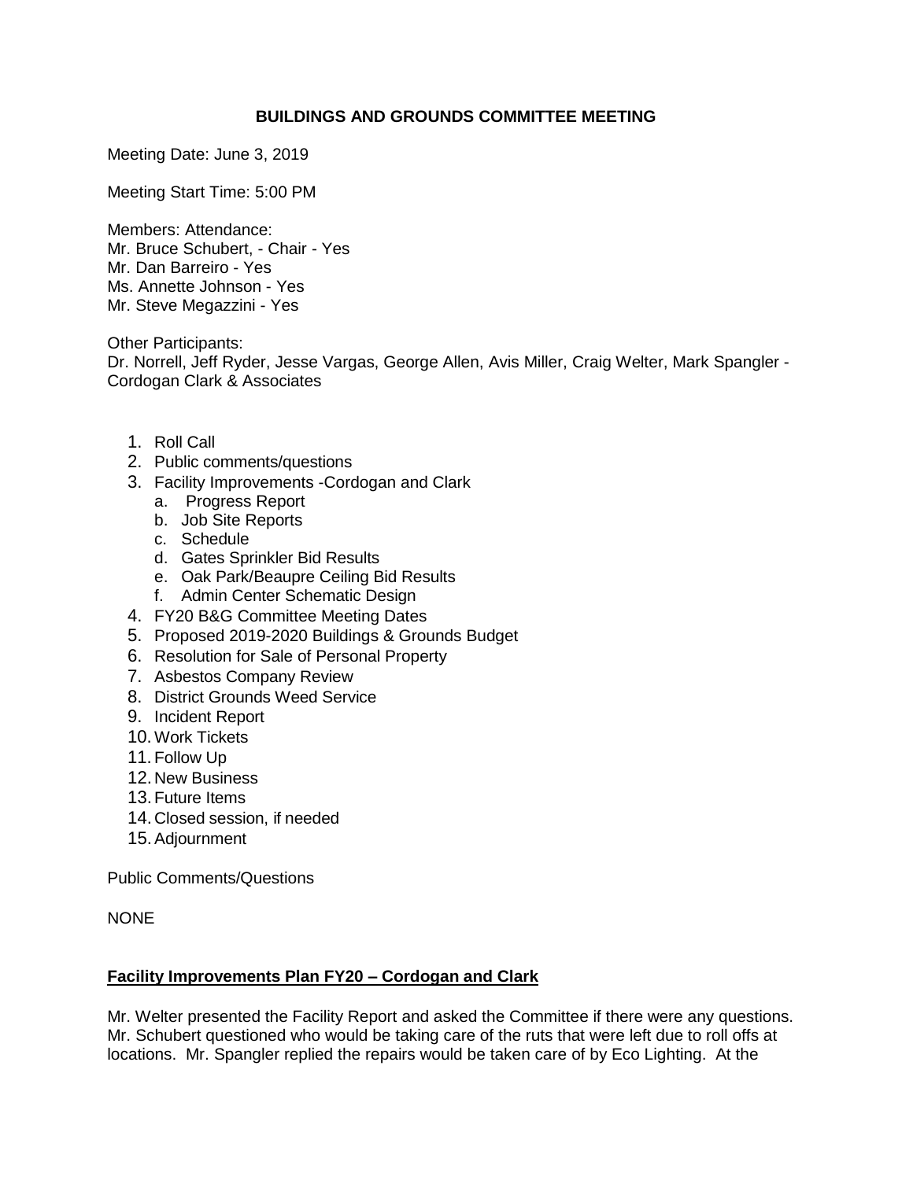**BUILDINGS AND GROUNDS COMMITTEE MEETING**

Meeting Date: June 3, 2019

Meeting Start Time: 5:00 PM

Members: Attendance:
Mr. Bruce Schubert, - Chair - Yes
Mr. Dan Barreiro - Yes
Ms. Annette Johnson - Yes
Mr. Steve Megazzini - Yes

Other Participants:
Dr. Norrell, Jeff Ryder, Jesse Vargas, George Allen, Avis Miller, Craig Welter, Mark Spangler - Cordogan Clark & Associates

1. Roll Call
2. Public comments/questions
3. Facility Improvements -Cordogan and Clark
   a. Progress Report
   b. Job Site Reports
   c. Schedule
   d. Gates Sprinkler Bid Results
   e. Oak Park/Beaupre Ceiling Bid Results
   f. Admin Center Schematic Design
4. FY20 B&G Committee Meeting Dates
5. Proposed 2019-2020 Buildings & Grounds Budget
6. Resolution for Sale of Personal Property
7. Asbestos Company Review
8. District Grounds Weed Service
9. Incident Report
10. Work Tickets
11. Follow Up
12. New Business
13. Future Items
14. Closed session, if needed
15. Adjournment

Public Comments/Questions

NONE

**Facility Improvements Plan FY20 – Cordogan and Clark**

Mr. Welter presented the Facility Report and asked the Committee if there were any questions. Mr. Schubert questioned who would be taking care of the ruts that were left due to roll offs at locations. Mr. Spangler replied the repairs would be taken care of by Eco Lighting. At the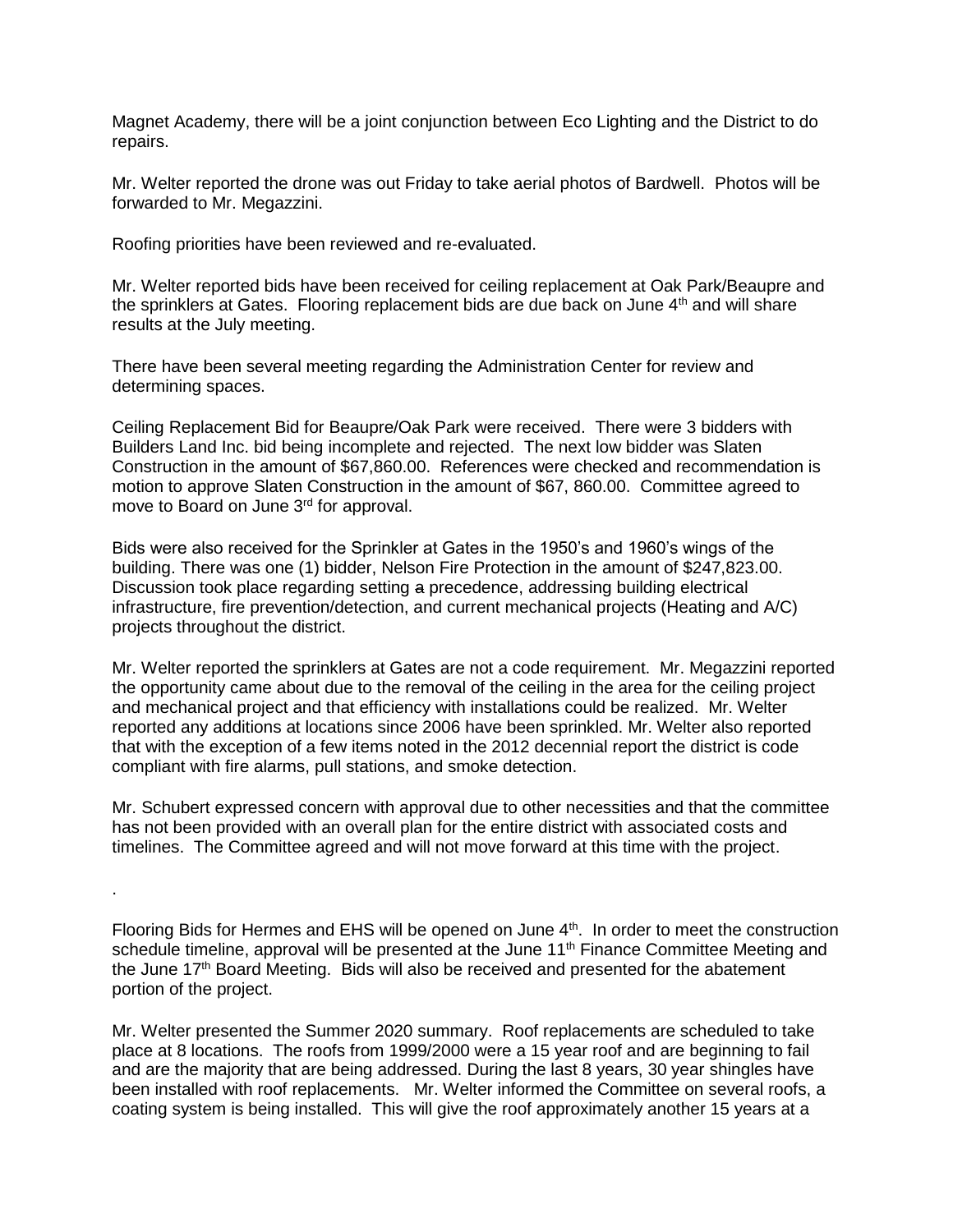Magnet Academy, there will be a joint conjunction between Eco Lighting and the District to do repairs.

Mr. Welter reported the drone was out Friday to take aerial photos of Bardwell. Photos will be forwarded to Mr. Megazzini.

Roofing priorities have been reviewed and re-evaluated.

Mr. Welter reported bids have been received for ceiling replacement at Oak Park/Beaupre and the sprinklers at Gates. Flooring replacement bids are due back on June 4th and will share results at the July meeting.

There have been several meeting regarding the Administration Center for review and determining spaces.

Ceiling Replacement Bid for Beaupre/Oak Park were received. There were 3 bidders with Builders Land Inc. bid being incomplete and rejected. The next low bidder was Slaten Construction in the amount of $67,860.00. References were checked and recommendation is motion to approve Slaten Construction in the amount of $67, 860.00. Committee agreed to move to Board on June 3rd for approval.

Bids were also received for the Sprinkler at Gates in the 1950's and 1960's wings of the building. There was one (1) bidder, Nelson Fire Protection in the amount of $247,823.00. Discussion took place regarding setting ~~a~~ precedence, addressing building electrical infrastructure, fire prevention/detection, and current mechanical projects (Heating and A/C) projects throughout the district.

Mr. Welter reported the sprinklers at Gates are not a code requirement. Mr. Megazzini reported the opportunity came about due to the removal of the ceiling in the area for the ceiling project and mechanical project and that efficiency with installations could be realized. Mr. Welter reported any additions at locations since 2006 have been sprinkled. Mr. Welter also reported that with the exception of a few items noted in the 2012 decennial report the district is code compliant with fire alarms, pull stations, and smoke detection.

Mr. Schubert expressed concern with approval due to other necessities and that the committee has not been provided with an overall plan for the entire district with associated costs and timelines. The Committee agreed and will not move forward at this time with the project.

.

Flooring Bids for Hermes and EHS will be opened on June 4th. In order to meet the construction schedule timeline, approval will be presented at the June 11th Finance Committee Meeting and the June 17th Board Meeting. Bids will also be received and presented for the abatement portion of the project.

Mr. Welter presented the Summer 2020 summary. Roof replacements are scheduled to take place at 8 locations. The roofs from 1999/2000 were a 15 year roof and are beginning to fail and are the majority that are being addressed. During the last 8 years, 30 year shingles have been installed with roof replacements. Mr. Welter informed the Committee on several roofs, a coating system is being installed. This will give the roof approximately another 15 years at a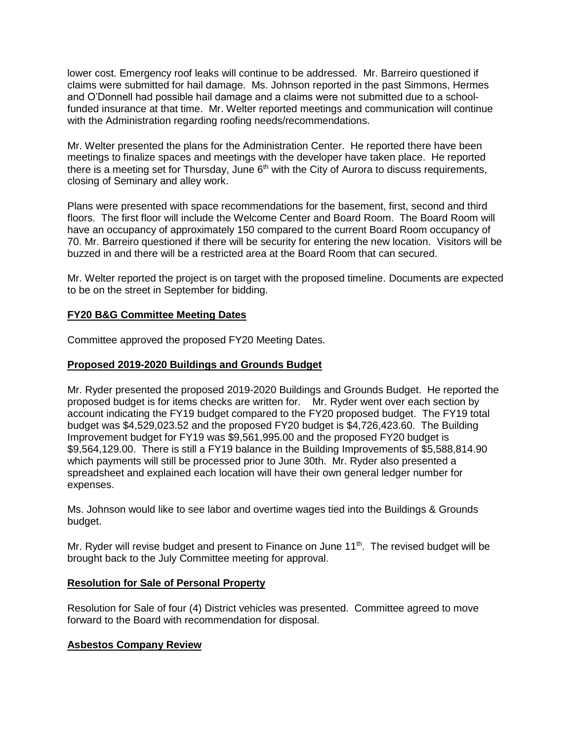lower cost. Emergency roof leaks will continue to be addressed. Mr. Barreiro questioned if claims were submitted for hail damage. Ms. Johnson reported in the past Simmons, Hermes and O'Donnell had possible hail damage and a claims were not submitted due to a school-funded insurance at that time. Mr. Welter reported meetings and communication will continue with the Administration regarding roofing needs/recommendations.

Mr. Welter presented the plans for the Administration Center. He reported there have been meetings to finalize spaces and meetings with the developer have taken place. He reported there is a meeting set for Thursday, June 6th with the City of Aurora to discuss requirements, closing of Seminary and alley work.

Plans were presented with space recommendations for the basement, first, second and third floors. The first floor will include the Welcome Center and Board Room. The Board Room will have an occupancy of approximately 150 compared to the current Board Room occupancy of 70. Mr. Barreiro questioned if there will be security for entering the new location. Visitors will be buzzed in and there will be a restricted area at the Board Room that can secured.

Mr. Welter reported the project is on target with the proposed timeline. Documents are expected to be on the street in September for bidding.

**FY20 B&G Committee Meeting Dates**

Committee approved the proposed FY20 Meeting Dates.

**Proposed 2019-2020 Buildings and Grounds Budget**

Mr. Ryder presented the proposed 2019-2020 Buildings and Grounds Budget. He reported the proposed budget is for items checks are written for. Mr. Ryder went over each section by account indicating the FY19 budget compared to the FY20 proposed budget. The FY19 total budget was $4,529,023.52 and the proposed FY20 budget is $4,726,423.60. The Building Improvement budget for FY19 was $9,561,995.00 and the proposed FY20 budget is $9,564,129.00. There is still a FY19 balance in the Building Improvements of $5,588,814.90 which payments will still be processed prior to June 30th. Mr. Ryder also presented a spreadsheet and explained each location will have their own general ledger number for expenses.

Ms. Johnson would like to see labor and overtime wages tied into the Buildings & Grounds budget.

Mr. Ryder will revise budget and present to Finance on June 11th. The revised budget will be brought back to the July Committee meeting for approval.

**Resolution for Sale of Personal Property**

Resolution for Sale of four (4) District vehicles was presented. Committee agreed to move forward to the Board with recommendation for disposal.

**Asbestos Company Review**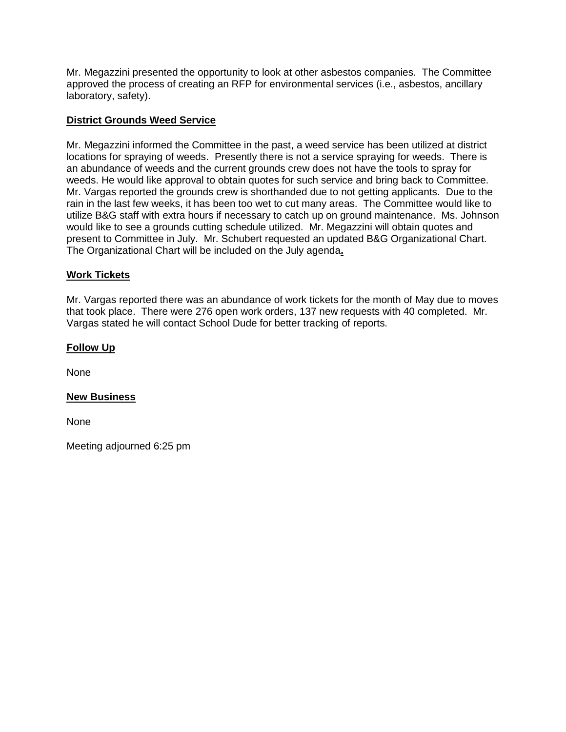Mr. Megazzini presented the opportunity to look at other asbestos companies. The Committee approved the process of creating an RFP for environmental services (i.e., asbestos, ancillary laboratory, safety).

**District Grounds Weed Service**

Mr. Megazzini informed the Committee in the past, a weed service has been utilized at district locations for spraying of weeds. Presently there is not a service spraying for weeds. There is an abundance of weeds and the current grounds crew does not have the tools to spray for weeds. He would like approval to obtain quotes for such service and bring back to Committee. Mr. Vargas reported the grounds crew is shorthanded due to not getting applicants. Due to the rain in the last few weeks, it has been too wet to cut many areas. The Committee would like to utilize B&G staff with extra hours if necessary to catch up on ground maintenance. Ms. Johnson would like to see a grounds cutting schedule utilized. Mr. Megazzini will obtain quotes and present to Committee in July. Mr. Schubert requested an updated B&G Organizational Chart. The Organizational Chart will be included on the July agenda.

**Work Tickets**

Mr. Vargas reported there was an abundance of work tickets for the month of May due to moves that took place. There were 276 open work orders, 137 new requests with 40 completed. Mr. Vargas stated he will contact School Dude for better tracking of reports.

**Follow Up**

None

**New Business**

None

Meeting adjourned 6:25 pm